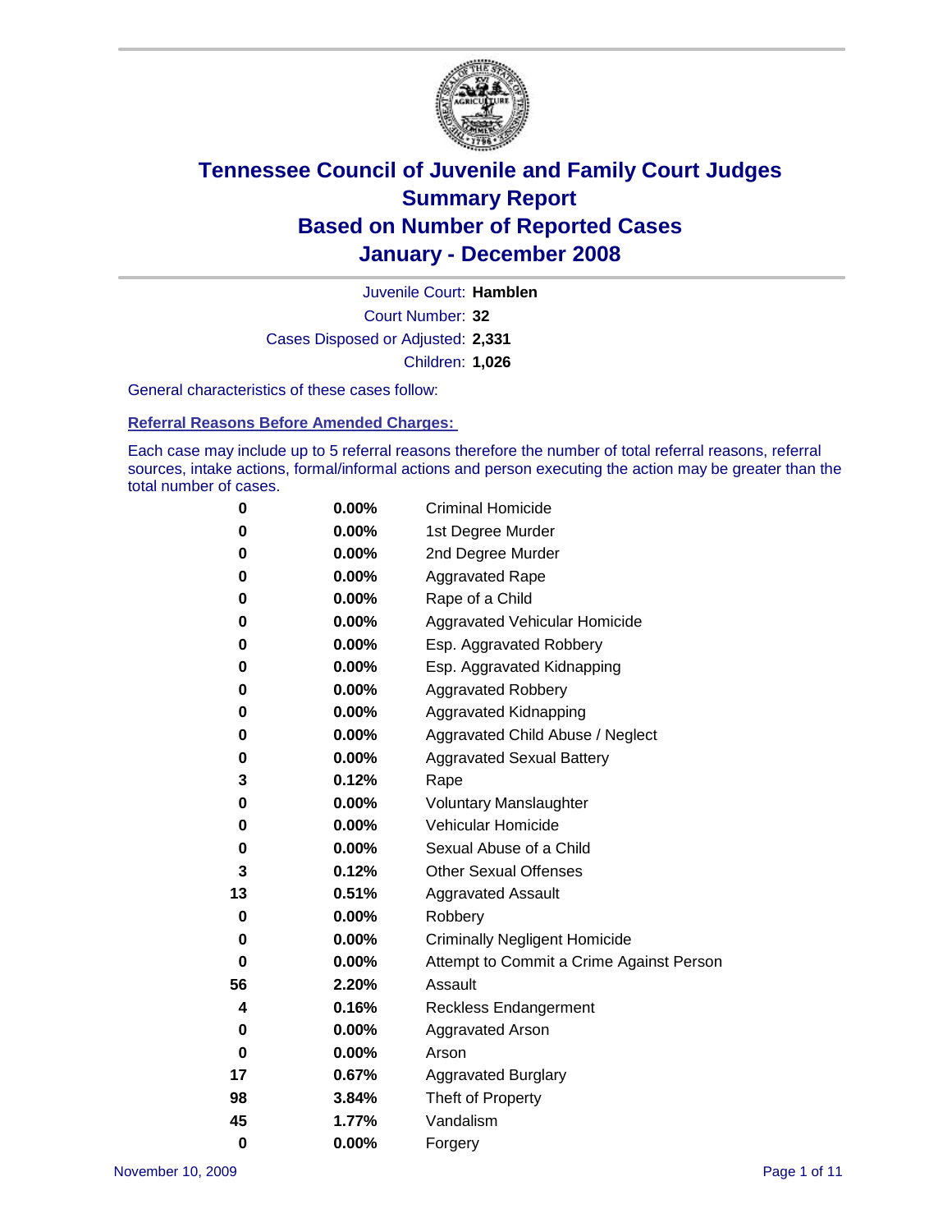# Tennessee Council of Juvenile and Family Court Judges
## Summary Report
## Based on Number of Reported Cases
## January - December 2008

Juvenile Court: **Hamblen**
Court Number: **32**
Cases Disposed or Adjusted: **2,331**
Children: **1,026**

General characteristics of these cases follow:

### Referral Reasons Before Amended Charges:

Each case may include up to 5 referral reasons therefore the number of total referral reasons, referral sources, intake actions, formal/informal actions and person executing the action may be greater than the total number of cases.

| | | |
|---|---|---|
| 0 | 0.00% | Criminal Homicide |
| 0 | 0.00% | 1st Degree Murder |
| 0 | 0.00% | 2nd Degree Murder |
| 0 | 0.00% | Aggravated Rape |
| 0 | 0.00% | Rape of a Child |
| 0 | 0.00% | Aggravated Vehicular Homicide |
| 0 | 0.00% | Esp. Aggravated Robbery |
| 0 | 0.00% | Esp. Aggravated Kidnapping |
| 0 | 0.00% | Aggravated Robbery |
| 0 | 0.00% | Aggravated Kidnapping |
| 0 | 0.00% | Aggravated Child Abuse / Neglect |
| 0 | 0.00% | Aggravated Sexual Battery |
| 3 | 0.12% | Rape |
| 0 | 0.00% | Voluntary Manslaughter |
| 0 | 0.00% | Vehicular Homicide |
| 0 | 0.00% | Sexual Abuse of a Child |
| 3 | 0.12% | Other Sexual Offenses |
| 13 | 0.51% | Aggravated Assault |
| 0 | 0.00% | Robbery |
| 0 | 0.00% | Criminally Negligent Homicide |
| 0 | 0.00% | Attempt to Commit a Crime Against Person |
| 56 | 2.20% | Assault |
| 4 | 0.16% | Reckless Endangerment |
| 0 | 0.00% | Aggravated Arson |
| 0 | 0.00% | Arson |
| 17 | 0.67% | Aggravated Burglary |
| 98 | 3.84% | Theft of Property |
| 45 | 1.77% | Vandalism |
| 0 | 0.00% | Forgery |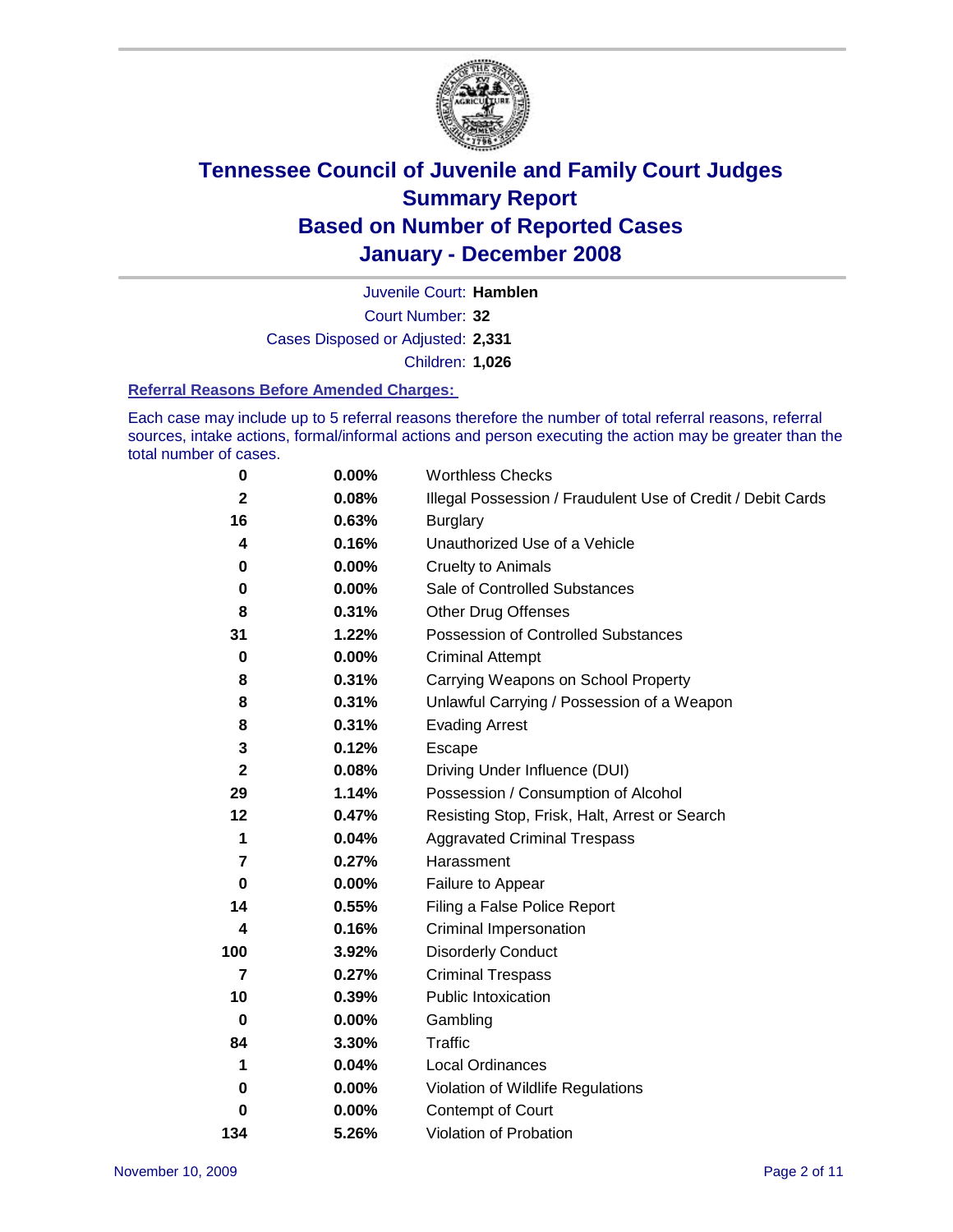# Tennessee Council of Juvenile and Family Court Judges
## Summary Report
## Based on Number of Reported Cases
## January - December 2008

Juvenile Court: **Hamblen**
Court Number: **32**
Cases Disposed or Adjusted: **2,331**
Children: **1,026**

### Referral Reasons Before Amended Charges:

Each case may include up to 5 referral reasons therefore the number of total referral reasons, referral sources, intake actions, formal/informal actions and person executing the action may be greater than the total number of cases.

| Count | Percent | Referral Reason |
|---|---|---|
| 0 | 0.00% | Worthless Checks |
| 2 | 0.08% | Illegal Possession / Fraudulent Use of Credit / Debit Cards |
| 16 | 0.63% | Burglary |
| 4 | 0.16% | Unauthorized Use of a Vehicle |
| 0 | 0.00% | Cruelty to Animals |
| 0 | 0.00% | Sale of Controlled Substances |
| 8 | 0.31% | Other Drug Offenses |
| 31 | 1.22% | Possession of Controlled Substances |
| 0 | 0.00% | Criminal Attempt |
| 8 | 0.31% | Carrying Weapons on School Property |
| 8 | 0.31% | Unlawful Carrying / Possession of a Weapon |
| 8 | 0.31% | Evading Arrest |
| 3 | 0.12% | Escape |
| 2 | 0.08% | Driving Under Influence (DUI) |
| 29 | 1.14% | Possession / Consumption of Alcohol |
| 12 | 0.47% | Resisting Stop, Frisk, Halt, Arrest or Search |
| 1 | 0.04% | Aggravated Criminal Trespass |
| 7 | 0.27% | Harassment |
| 0 | 0.00% | Failure to Appear |
| 14 | 0.55% | Filing a False Police Report |
| 4 | 0.16% | Criminal Impersonation |
| 100 | 3.92% | Disorderly Conduct |
| 7 | 0.27% | Criminal Trespass |
| 10 | 0.39% | Public Intoxication |
| 0 | 0.00% | Gambling |
| 84 | 3.30% | Traffic |
| 1 | 0.04% | Local Ordinances |
| 0 | 0.00% | Violation of Wildlife Regulations |
| 0 | 0.00% | Contempt of Court |
| 134 | 5.26% | Violation of Probation |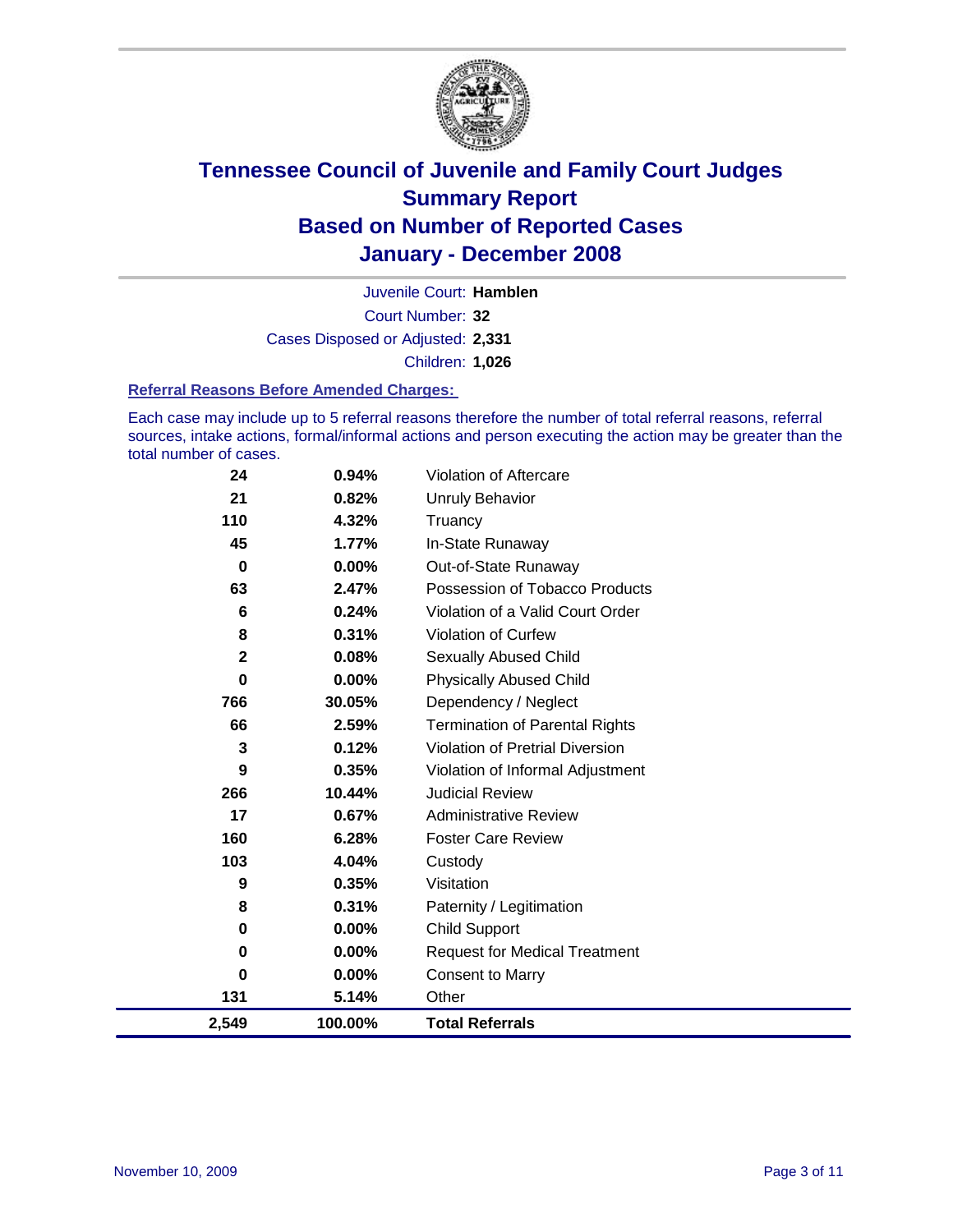# Tennessee Council of Juvenile and Family Court Judges
## Summary Report
## Based on Number of Reported Cases
## January - December 2008

Juvenile Court: **Hamblen**

Court Number: **32**

Cases Disposed or Adjusted: **2,331**

Children: **1,026**

### Referral Reasons Before Amended Charges:

Each case may include up to 5 referral reasons therefore the number of total referral reasons, referral sources, intake actions, formal/informal actions and person executing the action may be greater than the total number of cases.

| Count | Percent | Referral Reason |
|---|---|---|
| 24 | 0.94% | Violation of Aftercare |
| 21 | 0.82% | Unruly Behavior |
| 110 | 4.32% | Truancy |
| 45 | 1.77% | In-State Runaway |
| 0 | 0.00% | Out-of-State Runaway |
| 63 | 2.47% | Possession of Tobacco Products |
| 6 | 0.24% | Violation of a Valid Court Order |
| 8 | 0.31% | Violation of Curfew |
| 2 | 0.08% | Sexually Abused Child |
| 0 | 0.00% | Physically Abused Child |
| 766 | 30.05% | Dependency / Neglect |
| 66 | 2.59% | Termination of Parental Rights |
| 3 | 0.12% | Violation of Pretrial Diversion |
| 9 | 0.35% | Violation of Informal Adjustment |
| 266 | 10.44% | Judicial Review |
| 17 | 0.67% | Administrative Review |
| 160 | 6.28% | Foster Care Review |
| 103 | 4.04% | Custody |
| 9 | 0.35% | Visitation |
| 8 | 0.31% | Paternity / Legitimation |
| 0 | 0.00% | Child Support |
| 0 | 0.00% | Request for Medical Treatment |
| 0 | 0.00% | Consent to Marry |
| 131 | 5.14% | Other |
| **2,549** | **100.00%** | **Total Referrals** |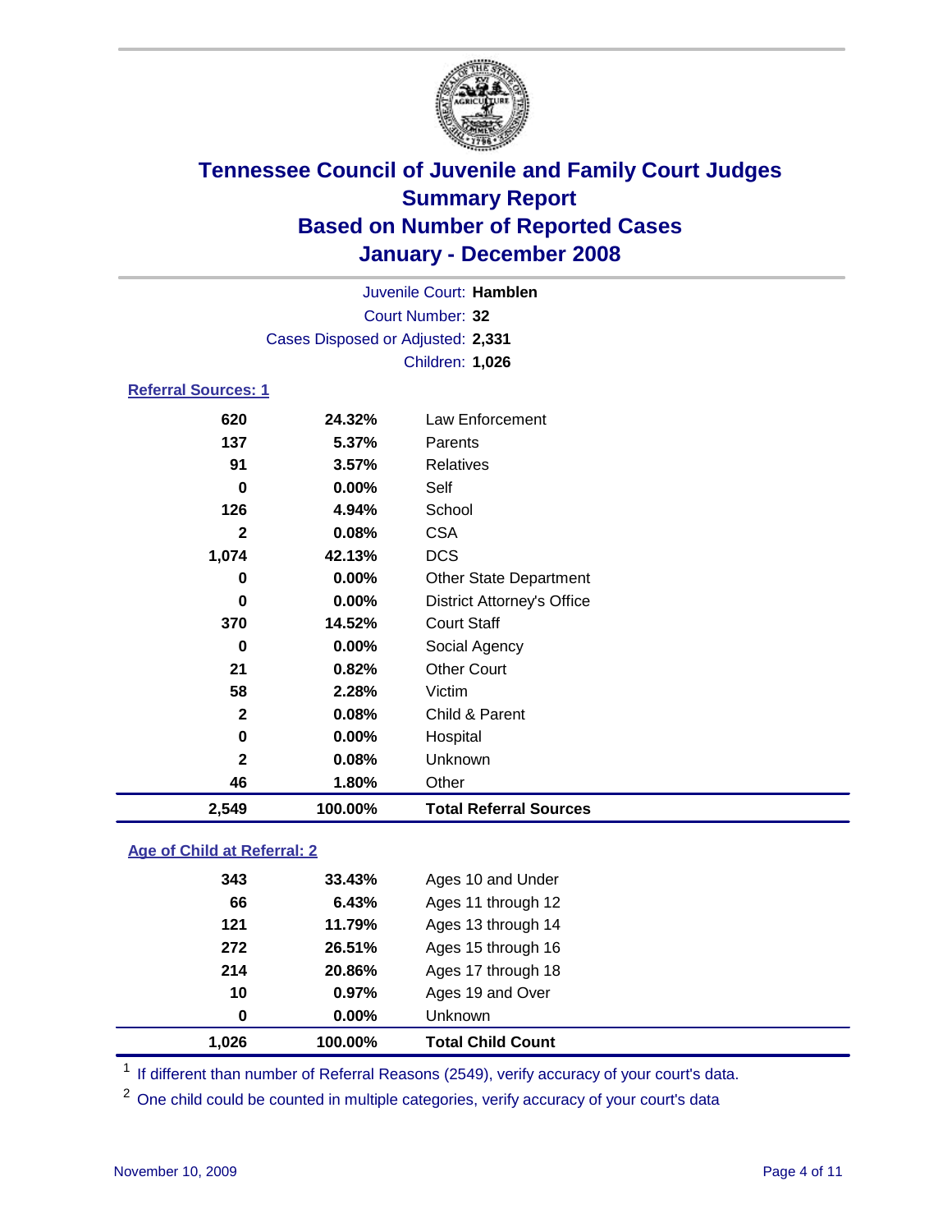# Tennessee Council of Juvenile and Family Court Judges
## Summary Report
## Based on Number of Reported Cases
## January - December 2008

Juvenile Court: **Hamblen**

Court Number: **32**

Cases Disposed or Adjusted: **2,331**

Children: **1,026**

### Referral Sources: 1

| | | |
|---|---|---|
| 620 | 24.32% | Law Enforcement |
| 137 | 5.37% | Parents |
| 91 | 3.57% | Relatives |
| 0 | 0.00% | Self |
| 126 | 4.94% | School |
| 2 | 0.08% | CSA |
| 1,074 | 42.13% | DCS |
| 0 | 0.00% | Other State Department |
| 0 | 0.00% | District Attorney's Office |
| 370 | 14.52% | Court Staff |
| 0 | 0.00% | Social Agency |
| 21 | 0.82% | Other Court |
| 58 | 2.28% | Victim |
| 2 | 0.08% | Child & Parent |
| 0 | 0.00% | Hospital |
| 2 | 0.08% | Unknown |
| 46 | 1.80% | Other |
| **2,549** | **100.00%** | **Total Referral Sources** |

### Age of Child at Referral: 2

| | | |
|---|---|---|
| 343 | 33.43% | Ages 10 and Under |
| 66 | 6.43% | Ages 11 through 12 |
| 121 | 11.79% | Ages 13 through 14 |
| 272 | 26.51% | Ages 15 through 16 |
| 214 | 20.86% | Ages 17 through 18 |
| 10 | 0.97% | Ages 19 and Over |
| 0 | 0.00% | Unknown |
| **1,026** | **100.00%** | **Total Child Count** |

[1] If different than number of Referral Reasons (2549), verify accuracy of your court's data.

[2] One child could be counted in multiple categories, verify accuracy of your court's data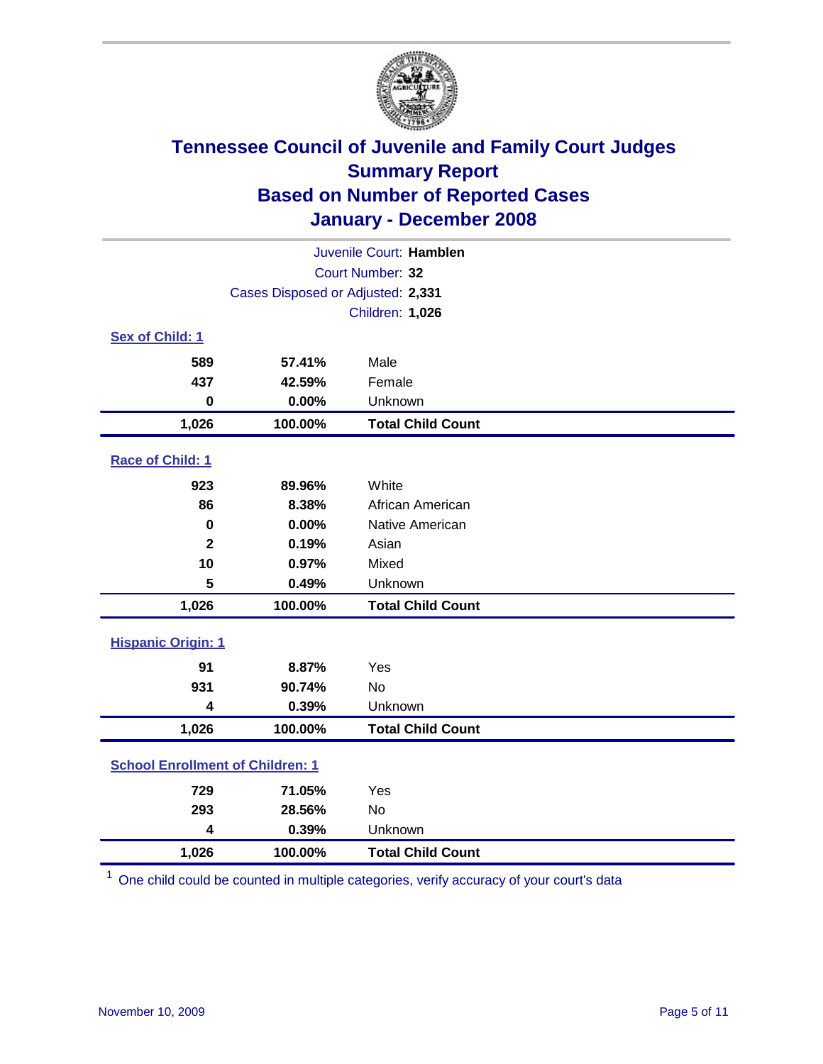# Tennessee Council of Juvenile and Family Court Judges
## Summary Report
## Based on Number of Reported Cases
## January - December 2008

Juvenile Court: **Hamblen**
Court Number: **32**
Cases Disposed or Adjusted: **2,331**
Children: **1,026**

### Sex of Child: 1

| Count | Percent | Category |
|---|---|---|
| 589 | 57.41% | Male |
| 437 | 42.59% | Female |
| 0 | 0.00% | Unknown |
| **1,026** | **100.00%** | **Total Child Count** |

### Race of Child: 1

| Count | Percent | Category |
|---|---|---|
| 923 | 89.96% | White |
| 86 | 8.38% | African American |
| 0 | 0.00% | Native American |
| 2 | 0.19% | Asian |
| 10 | 0.97% | Mixed |
| 5 | 0.49% | Unknown |
| **1,026** | **100.00%** | **Total Child Count** |

### Hispanic Origin: 1

| Count | Percent | Category |
|---|---|---|
| 91 | 8.87% | Yes |
| 931 | 90.74% | No |
| 4 | 0.39% | Unknown |
| **1,026** | **100.00%** | **Total Child Count** |

### School Enrollment of Children: 1

| Count | Percent | Category |
|---|---|---|
| 729 | 71.05% | Yes |
| 293 | 28.56% | No |
| 4 | 0.39% | Unknown |
| **1,026** | **100.00%** | **Total Child Count** |

[1] One child could be counted in multiple categories, verify accuracy of your court's data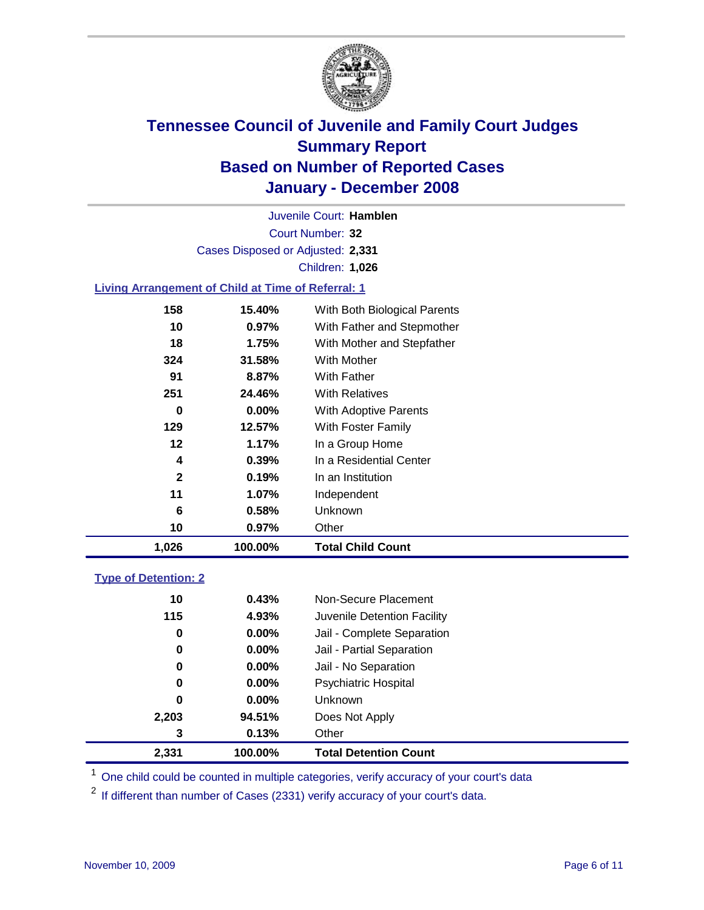# Tennessee Council of Juvenile and Family Court Judges
## Summary Report
## Based on Number of Reported Cases
## January - December 2008

Juvenile Court: **Hamblen**
Court Number: **32**
Cases Disposed or Adjusted: **2,331**
Children: **1,026**

### Living Arrangement of Child at Time of Referral: 1

| Count | Percent | Living Arrangement |
|---|---|---|
| 158 | 15.40% | With Both Biological Parents |
| 10 | 0.97% | With Father and Stepmother |
| 18 | 1.75% | With Mother and Stepfather |
| 324 | 31.58% | With Mother |
| 91 | 8.87% | With Father |
| 251 | 24.46% | With Relatives |
| 0 | 0.00% | With Adoptive Parents |
| 129 | 12.57% | With Foster Family |
| 12 | 1.17% | In a Group Home |
| 4 | 0.39% | In a Residential Center |
| 2 | 0.19% | In an Institution |
| 11 | 1.07% | Independent |
| 6 | 0.58% | Unknown |
| 10 | 0.97% | Other |
| **1,026** | **100.00%** | **Total Child Count** |

### Type of Detention: 2

| Count | Percent | Type of Detention |
|---|---|---|
| 10 | 0.43% | Non-Secure Placement |
| 115 | 4.93% | Juvenile Detention Facility |
| 0 | 0.00% | Jail - Complete Separation |
| 0 | 0.00% | Jail - Partial Separation |
| 0 | 0.00% | Jail - No Separation |
| 0 | 0.00% | Psychiatric Hospital |
| 0 | 0.00% | Unknown |
| 2,203 | 94.51% | Does Not Apply |
| 3 | 0.13% | Other |
| **2,331** | **100.00%** | **Total Detention Count** |

[1] One child could be counted in multiple categories, verify accuracy of your court's data

[2] If different than number of Cases (2331) verify accuracy of your court's data.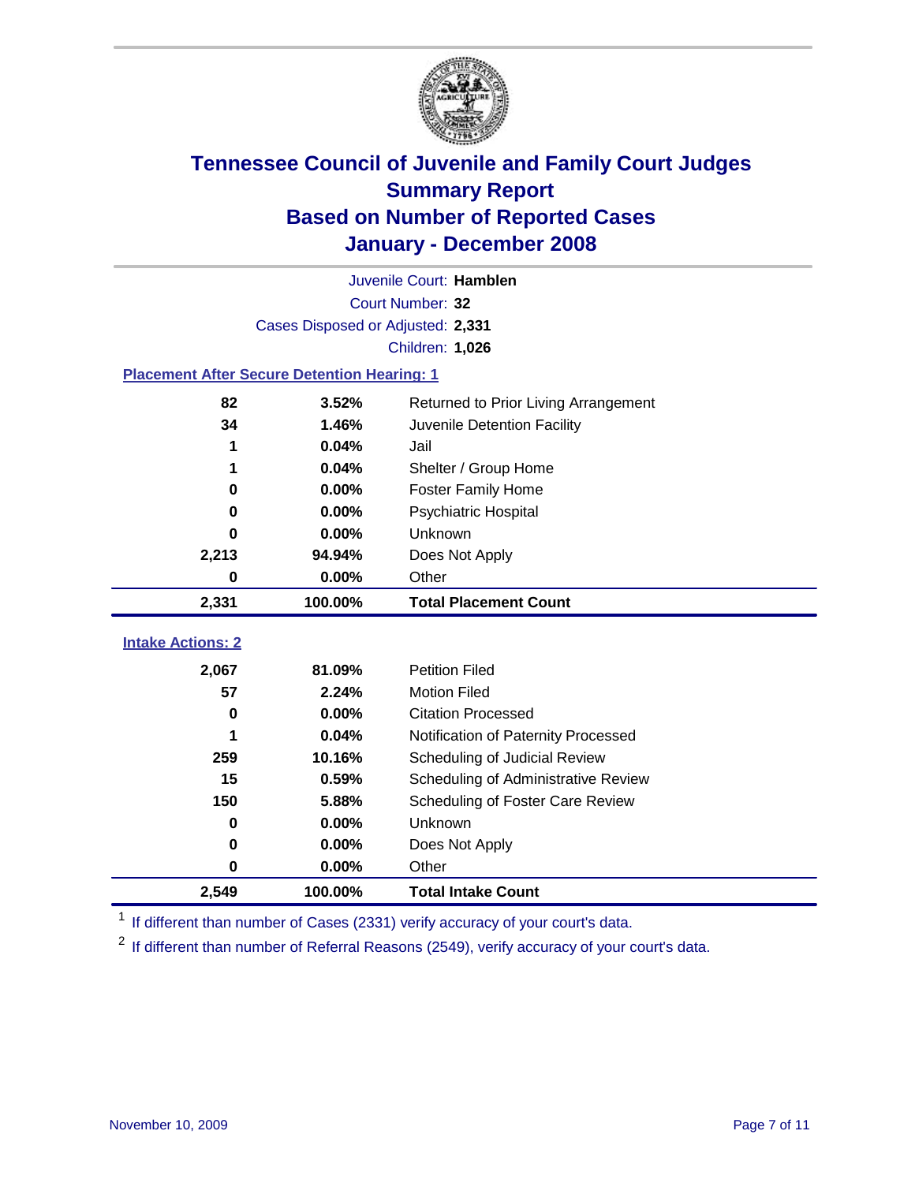# Tennessee Council of Juvenile and Family Court Judges
## Summary Report
## Based on Number of Reported Cases
## January - December 2008

Juvenile Court: **Hamblen**

Court Number: **32**

Cases Disposed or Adjusted: **2,331**

Children: **1,026**

### Placement After Secure Detention Hearing: 1

| Count | Percent | Placement |
|---|---|---|
| 82 | 3.52% | Returned to Prior Living Arrangement |
| 34 | 1.46% | Juvenile Detention Facility |
| 1 | 0.04% | Jail |
| 1 | 0.04% | Shelter / Group Home |
| 0 | 0.00% | Foster Family Home |
| 0 | 0.00% | Psychiatric Hospital |
| 0 | 0.00% | Unknown |
| 2,213 | 94.94% | Does Not Apply |
| 0 | 0.00% | Other |
| **2,331** | **100.00%** | **Total Placement Count** |

### Intake Actions: 2

| Count | Percent | Intake Action |
|---|---|---|
| 2,067 | 81.09% | Petition Filed |
| 57 | 2.24% | Motion Filed |
| 0 | 0.00% | Citation Processed |
| 1 | 0.04% | Notification of Paternity Processed |
| 259 | 10.16% | Scheduling of Judicial Review |
| 15 | 0.59% | Scheduling of Administrative Review |
| 150 | 5.88% | Scheduling of Foster Care Review |
| 0 | 0.00% | Unknown |
| 0 | 0.00% | Does Not Apply |
| 0 | 0.00% | Other |
| **2,549** | **100.00%** | **Total Intake Count** |

[1] If different than number of Cases (2331) verify accuracy of your court's data.

[2] If different than number of Referral Reasons (2549), verify accuracy of your court's data.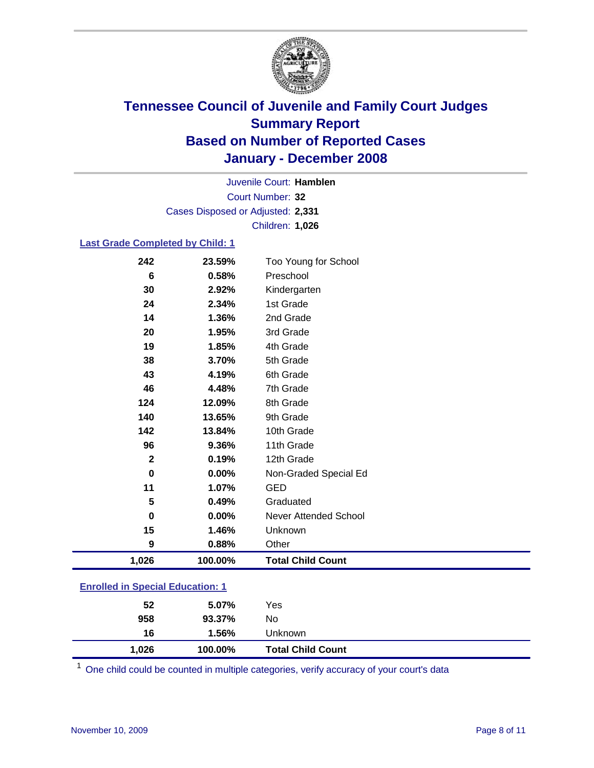# Tennessee Council of Juvenile and Family Court Judges
## Summary Report
## Based on Number of Reported Cases
## January - December 2008

Juvenile Court: **Hamblen**

Court Number: **32**

Cases Disposed or Adjusted: **2,331**

Children: **1,026**

### Last Grade Completed by Child: 1

| | | |
|---|---|---|
| 242 | 23.59% | Too Young for School |
| 6 | 0.58% | Preschool |
| 30 | 2.92% | Kindergarten |
| 24 | 2.34% | 1st Grade |
| 14 | 1.36% | 2nd Grade |
| 20 | 1.95% | 3rd Grade |
| 19 | 1.85% | 4th Grade |
| 38 | 3.70% | 5th Grade |
| 43 | 4.19% | 6th Grade |
| 46 | 4.48% | 7th Grade |
| 124 | 12.09% | 8th Grade |
| 140 | 13.65% | 9th Grade |
| 142 | 13.84% | 10th Grade |
| 96 | 9.36% | 11th Grade |
| 2 | 0.19% | 12th Grade |
| 0 | 0.00% | Non-Graded Special Ed |
| 11 | 1.07% | GED |
| 5 | 0.49% | Graduated |
| 0 | 0.00% | Never Attended School |
| 15 | 1.46% | Unknown |
| 9 | 0.88% | Other |
| **1,026** | **100.00%** | **Total Child Count** |

### Enrolled in Special Education: 1

| | | |
|---|---|---|
| 52 | 5.07% | Yes |
| 958 | 93.37% | No |
| 16 | 1.56% | Unknown |
| **1,026** | **100.00%** | **Total Child Count** |

[1] One child could be counted in multiple categories, verify accuracy of your court's data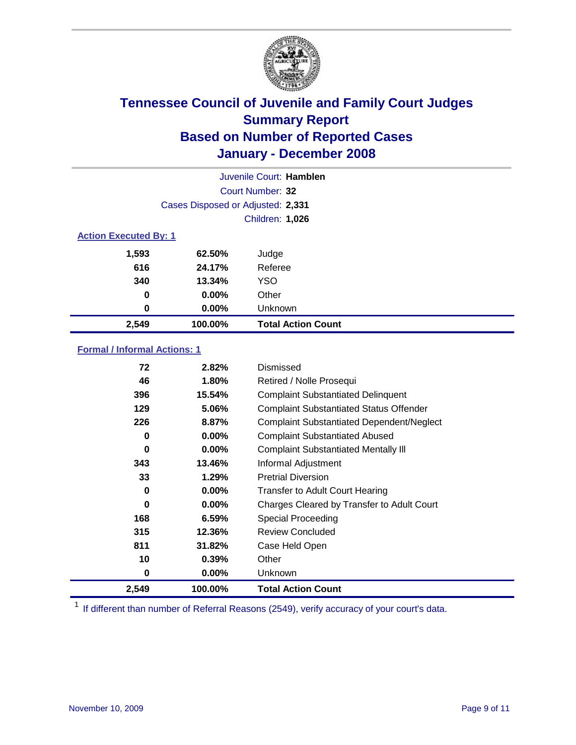# Tennessee Council of Juvenile and Family Court Judges
## Summary Report
## Based on Number of Reported Cases
## January - December 2008

Juvenile Court: **Hamblen**

Court Number: **32**

Cases Disposed or Adjusted: **2,331**

Children: **1,026**

### Action Executed By: 1

| | | |
|---|---|---|
| 1,593 | 62.50% | Judge |
| 616 | 24.17% | Referee |
| 340 | 13.34% | YSO |
| 0 | 0.00% | Other |
| 0 | 0.00% | Unknown |
| **2,549** | **100.00%** | **Total Action Count** |

### Formal / Informal Actions: 1

| | | |
|---|---|---|
| 72 | 2.82% | Dismissed |
| 46 | 1.80% | Retired / Nolle Prosequi |
| 396 | 15.54% | Complaint Substantiated Delinquent |
| 129 | 5.06% | Complaint Substantiated Status Offender |
| 226 | 8.87% | Complaint Substantiated Dependent/Neglect |
| 0 | 0.00% | Complaint Substantiated Abused |
| 0 | 0.00% | Complaint Substantiated Mentally Ill |
| 343 | 13.46% | Informal Adjustment |
| 33 | 1.29% | Pretrial Diversion |
| 0 | 0.00% | Transfer to Adult Court Hearing |
| 0 | 0.00% | Charges Cleared by Transfer to Adult Court |
| 168 | 6.59% | Special Proceeding |
| 315 | 12.36% | Review Concluded |
| 811 | 31.82% | Case Held Open |
| 10 | 0.39% | Other |
| 0 | 0.00% | Unknown |
| **2,549** | **100.00%** | **Total Action Count** |

[1] If different than number of Referral Reasons (2549), verify accuracy of your court's data.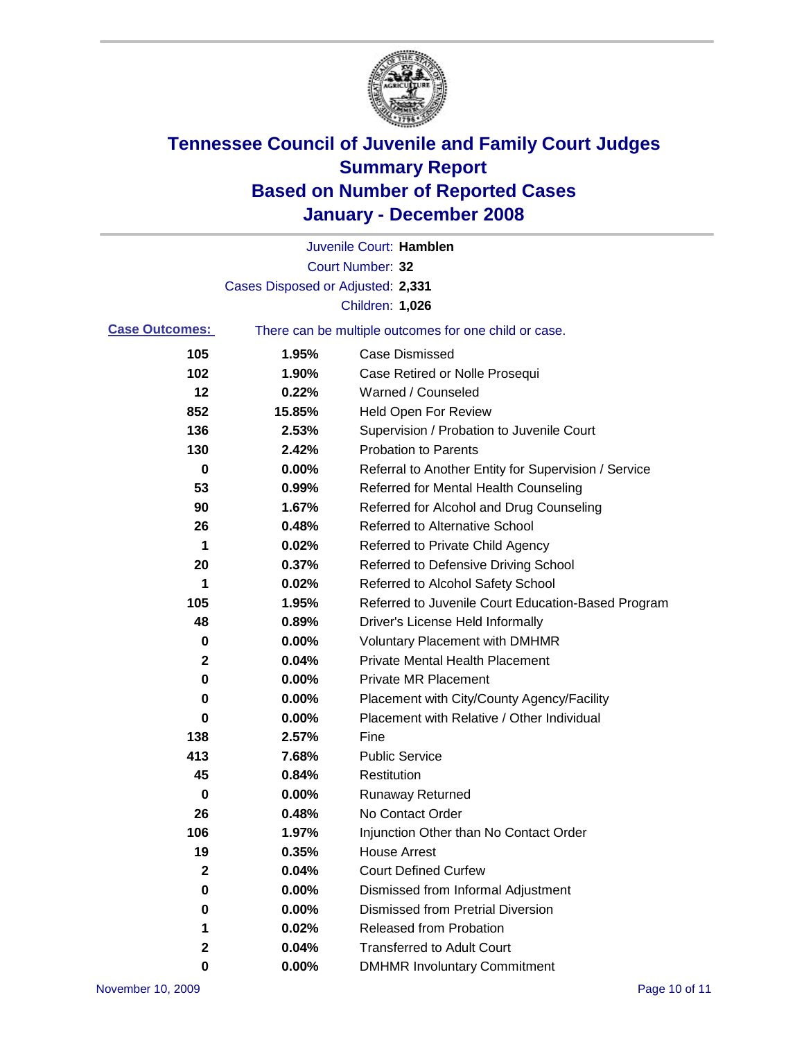# Tennessee Council of Juvenile and Family Court Judges
# Summary Report
# Based on Number of Reported Cases
# January - December 2008

Juvenile Court: **Hamblen**

Court Number: **32**

Cases Disposed or Adjusted: **2,331**

Children: **1,026**

**Case Outcomes:** There can be multiple outcomes for one child or case.

| Count | Percent | Outcome |
|---|---|---|
| 105 | 1.95% | Case Dismissed |
| 102 | 1.90% | Case Retired or Nolle Prosequi |
| 12 | 0.22% | Warned / Counseled |
| 852 | 15.85% | Held Open For Review |
| 136 | 2.53% | Supervision / Probation to Juvenile Court |
| 130 | 2.42% | Probation to Parents |
| 0 | 0.00% | Referral to Another Entity for Supervision / Service |
| 53 | 0.99% | Referred for Mental Health Counseling |
| 90 | 1.67% | Referred for Alcohol and Drug Counseling |
| 26 | 0.48% | Referred to Alternative School |
| 1 | 0.02% | Referred to Private Child Agency |
| 20 | 0.37% | Referred to Defensive Driving School |
| 1 | 0.02% | Referred to Alcohol Safety School |
| 105 | 1.95% | Referred to Juvenile Court Education-Based Program |
| 48 | 0.89% | Driver's License Held Informally |
| 0 | 0.00% | Voluntary Placement with DMHMR |
| 2 | 0.04% | Private Mental Health Placement |
| 0 | 0.00% | Private MR Placement |
| 0 | 0.00% | Placement with City/County Agency/Facility |
| 0 | 0.00% | Placement with Relative / Other Individual |
| 138 | 2.57% | Fine |
| 413 | 7.68% | Public Service |
| 45 | 0.84% | Restitution |
| 0 | 0.00% | Runaway Returned |
| 26 | 0.48% | No Contact Order |
| 106 | 1.97% | Injunction Other than No Contact Order |
| 19 | 0.35% | House Arrest |
| 2 | 0.04% | Court Defined Curfew |
| 0 | 0.00% | Dismissed from Informal Adjustment |
| 0 | 0.00% | Dismissed from Pretrial Diversion |
| 1 | 0.02% | Released from Probation |
| 2 | 0.04% | Transferred to Adult Court |
| 0 | 0.00% | DMHMR Involuntary Commitment |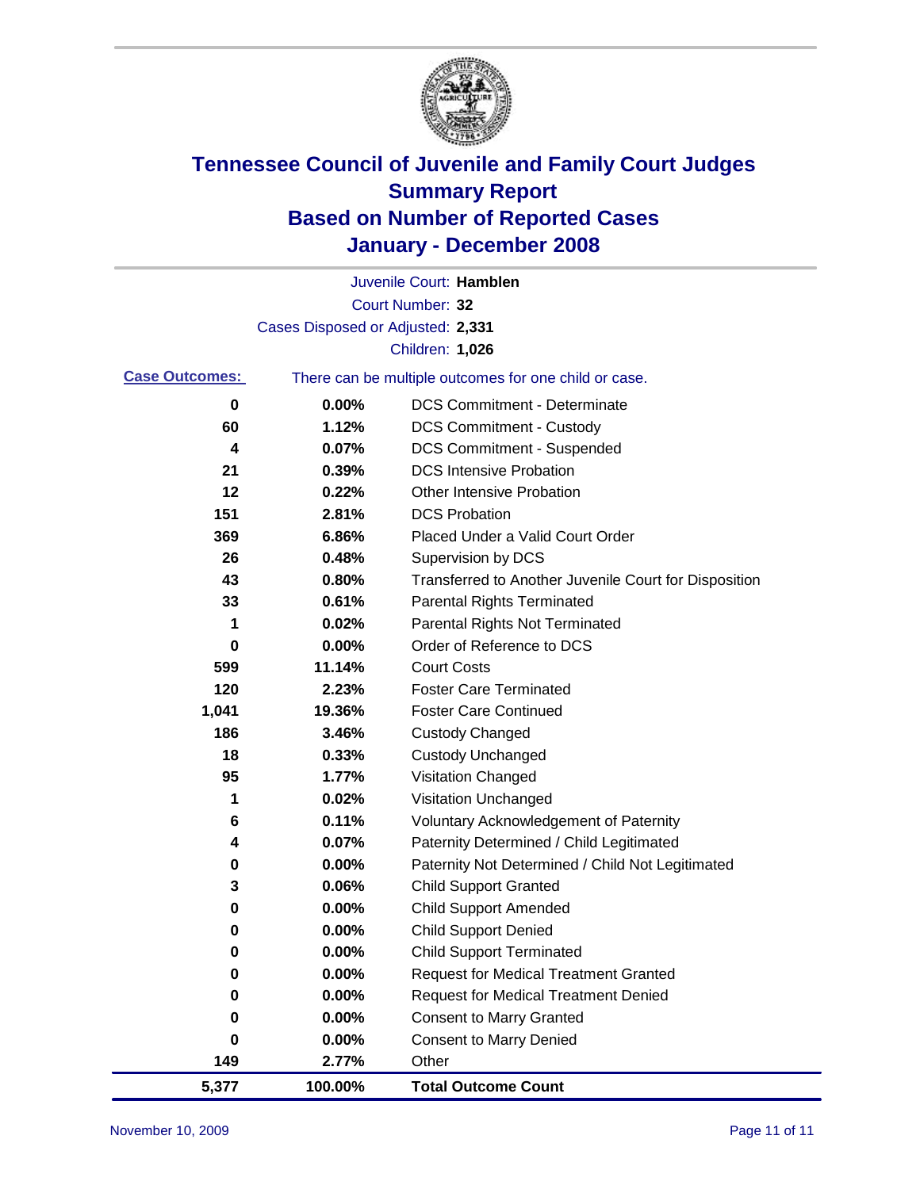# Tennessee Council of Juvenile and Family Court Judges
# Summary Report
# Based on Number of Reported Cases
# January - December 2008

Juvenile Court: **Hamblen**

Court Number: **32**

Cases Disposed or Adjusted: **2,331**

Children: **1,026**

**Case Outcomes:** There can be multiple outcomes for one child or case.

| | | |
|---|---|---|
| 0 | 0.00% | DCS Commitment - Determinate |
| 60 | 1.12% | DCS Commitment - Custody |
| 4 | 0.07% | DCS Commitment - Suspended |
| 21 | 0.39% | DCS Intensive Probation |
| 12 | 0.22% | Other Intensive Probation |
| 151 | 2.81% | DCS Probation |
| 369 | 6.86% | Placed Under a Valid Court Order |
| 26 | 0.48% | Supervision by DCS |
| 43 | 0.80% | Transferred to Another Juvenile Court for Disposition |
| 33 | 0.61% | Parental Rights Terminated |
| 1 | 0.02% | Parental Rights Not Terminated |
| 0 | 0.00% | Order of Reference to DCS |
| 599 | 11.14% | Court Costs |
| 120 | 2.23% | Foster Care Terminated |
| 1,041 | 19.36% | Foster Care Continued |
| 186 | 3.46% | Custody Changed |
| 18 | 0.33% | Custody Unchanged |
| 95 | 1.77% | Visitation Changed |
| 1 | 0.02% | Visitation Unchanged |
| 6 | 0.11% | Voluntary Acknowledgement of Paternity |
| 4 | 0.07% | Paternity Determined / Child Legitimated |
| 0 | 0.00% | Paternity Not Determined / Child Not Legitimated |
| 3 | 0.06% | Child Support Granted |
| 0 | 0.00% | Child Support Amended |
| 0 | 0.00% | Child Support Denied |
| 0 | 0.00% | Child Support Terminated |
| 0 | 0.00% | Request for Medical Treatment Granted |
| 0 | 0.00% | Request for Medical Treatment Denied |
| 0 | 0.00% | Consent to Marry Granted |
| 0 | 0.00% | Consent to Marry Denied |
| 149 | 2.77% | Other |
| **5,377** | **100.00%** | **Total Outcome Count** |